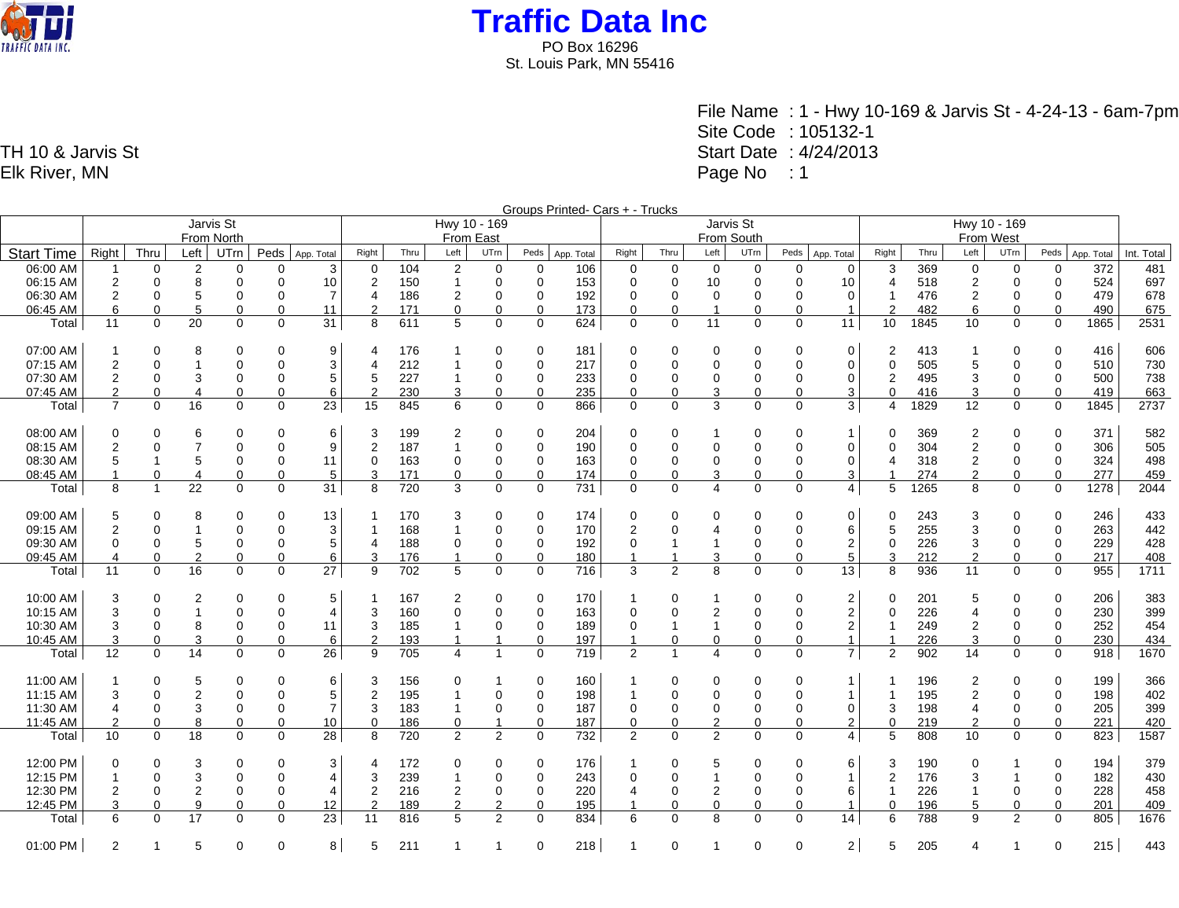# Traffic Data Inc

PO Box 16296
St. Louis Park, MN 55416

TH 10 & Jarvis St
Elk River, MN

File Name : 1 - Hwy 10-169 & Jarvis St - 4-24-13 - 6am-7pm
Site Code : 105132-1
Start Date : 4/24/2013
Page No : 1

Groups Printed- Cars + - Trucks

| | Jarvis St From North | | | | | | Hwy 10 - 169 From East | | | | | | Jarvis St From South | | | | | | Hwy 10 - 169 From West | | | | | | |
|---|---|---|---|---|---|---|---|---|---|---|---|---|---|---|---|---|---|---|---|---|---|---|---|---|---|
| Start Time | Right | Thru | Left | UTrn | Peds | App. Total | Right | Thru | Left | UTrn | Peds | App. Total | Right | Thru | Left | UTrn | Peds | App. Total | Right | Thru | Left | UTrn | Peds | App. Total | Int. Total |
| 06:00 AM | 1 | 0 | 2 | 0 | 0 | 3 | 0 | 104 | 2 | 0 | 0 | 106 | 0 | 0 | 0 | 0 | 0 | 0 | 3 | 369 | 0 | 0 | 0 | 372 | 481 |
| 06:15 AM | 2 | 0 | 8 | 0 | 0 | 10 | 2 | 150 | 1 | 0 | 0 | 153 | 0 | 0 | 10 | 0 | 0 | 10 | 4 | 518 | 2 | 0 | 0 | 524 | 697 |
| 06:30 AM | 2 | 0 | 5 | 0 | 0 | 7 | 4 | 186 | 2 | 0 | 0 | 192 | 0 | 0 | 0 | 0 | 0 | 0 | 1 | 476 | 2 | 0 | 0 | 479 | 678 |
| 06:45 AM | 6 | 0 | 5 | 0 | 0 | 11 | 2 | 171 | 0 | 0 | 0 | 173 | 0 | 0 | 1 | 0 | 0 | 1 | 2 | 482 | 6 | 0 | 0 | 490 | 675 |
| Total | 11 | 0 | 20 | 0 | 0 | 31 | 8 | 611 | 5 | 0 | 0 | 624 | 0 | 0 | 11 | 0 | 0 | 11 | 10 | 1845 | 10 | 0 | 0 | 1865 | 2531 |
| | | | | | | | | | | | | | | | | | | | | | | | | | |
| 07:00 AM | 1 | 0 | 8 | 0 | 0 | 9 | 4 | 176 | 1 | 0 | 0 | 181 | 0 | 0 | 0 | 0 | 0 | 0 | 2 | 413 | 1 | 0 | 0 | 416 | 606 |
| 07:15 AM | 2 | 0 | 1 | 0 | 0 | 3 | 4 | 212 | 1 | 0 | 0 | 217 | 0 | 0 | 0 | 0 | 0 | 0 | 0 | 505 | 5 | 0 | 0 | 510 | 730 |
| 07:30 AM | 2 | 0 | 3 | 0 | 0 | 5 | 5 | 227 | 1 | 0 | 0 | 233 | 0 | 0 | 0 | 0 | 0 | 0 | 2 | 495 | 3 | 0 | 0 | 500 | 738 |
| 07:45 AM | 2 | 0 | 4 | 0 | 0 | 6 | 2 | 230 | 3 | 0 | 0 | 235 | 0 | 0 | 3 | 0 | 0 | 3 | 0 | 416 | 3 | 0 | 0 | 419 | 663 |
| Total | 7 | 0 | 16 | 0 | 0 | 23 | 15 | 845 | 6 | 0 | 0 | 866 | 0 | 0 | 3 | 0 | 0 | 3 | 4 | 1829 | 12 | 0 | 0 | 1845 | 2737 |
| | | | | | | | | | | | | | | | | | | | | | | | | | |
| 08:00 AM | 0 | 0 | 6 | 0 | 0 | 6 | 3 | 199 | 2 | 0 | 0 | 204 | 0 | 0 | 1 | 0 | 0 | 1 | 0 | 369 | 2 | 0 | 0 | 371 | 582 |
| 08:15 AM | 2 | 0 | 7 | 0 | 0 | 9 | 2 | 187 | 1 | 0 | 0 | 190 | 0 | 0 | 0 | 0 | 0 | 0 | 0 | 304 | 2 | 0 | 0 | 306 | 505 |
| 08:30 AM | 5 | 1 | 5 | 0 | 0 | 11 | 0 | 163 | 0 | 0 | 0 | 163 | 0 | 0 | 0 | 0 | 0 | 0 | 4 | 318 | 2 | 0 | 0 | 324 | 498 |
| 08:45 AM | 1 | 0 | 4 | 0 | 0 | 5 | 3 | 171 | 0 | 0 | 0 | 174 | 0 | 0 | 3 | 0 | 0 | 3 | 1 | 274 | 2 | 0 | 0 | 277 | 459 |
| Total | 8 | 1 | 22 | 0 | 0 | 31 | 8 | 720 | 3 | 0 | 0 | 731 | 0 | 0 | 4 | 0 | 0 | 4 | 5 | 1265 | 8 | 0 | 0 | 1278 | 2044 |
| | | | | | | | | | | | | | | | | | | | | | | | | | |
| 09:00 AM | 5 | 0 | 8 | 0 | 0 | 13 | 1 | 170 | 3 | 0 | 0 | 174 | 0 | 0 | 0 | 0 | 0 | 0 | 0 | 243 | 3 | 0 | 0 | 246 | 433 |
| 09:15 AM | 2 | 0 | 1 | 0 | 0 | 3 | 1 | 168 | 1 | 0 | 0 | 170 | 2 | 0 | 4 | 0 | 0 | 6 | 5 | 255 | 3 | 0 | 0 | 263 | 442 |
| 09:30 AM | 0 | 0 | 5 | 0 | 0 | 5 | 4 | 188 | 0 | 0 | 0 | 192 | 0 | 1 | 1 | 0 | 0 | 2 | 0 | 226 | 3 | 0 | 0 | 229 | 428 |
| 09:45 AM | 4 | 0 | 2 | 0 | 0 | 6 | 3 | 176 | 1 | 0 | 0 | 180 | 1 | 1 | 3 | 0 | 0 | 5 | 3 | 212 | 2 | 0 | 0 | 217 | 408 |
| Total | 11 | 0 | 16 | 0 | 0 | 27 | 9 | 702 | 5 | 0 | 0 | 716 | 3 | 2 | 8 | 0 | 0 | 13 | 8 | 936 | 11 | 0 | 0 | 955 | 1711 |
| | | | | | | | | | | | | | | | | | | | | | | | | | |
| 10:00 AM | 3 | 0 | 2 | 0 | 0 | 5 | 1 | 167 | 2 | 0 | 0 | 170 | 1 | 0 | 1 | 0 | 0 | 2 | 0 | 201 | 5 | 0 | 0 | 206 | 383 |
| 10:15 AM | 3 | 0 | 1 | 0 | 0 | 4 | 3 | 160 | 0 | 0 | 0 | 163 | 0 | 0 | 2 | 0 | 0 | 2 | 0 | 226 | 4 | 0 | 0 | 230 | 399 |
| 10:30 AM | 3 | 0 | 8 | 0 | 0 | 11 | 3 | 185 | 1 | 0 | 0 | 189 | 0 | 1 | 1 | 0 | 0 | 2 | 1 | 249 | 2 | 0 | 0 | 252 | 454 |
| 10:45 AM | 3 | 0 | 3 | 0 | 0 | 6 | 2 | 193 | 1 | 1 | 0 | 197 | 1 | 0 | 0 | 0 | 0 | 1 | 1 | 226 | 3 | 0 | 0 | 230 | 434 |
| Total | 12 | 0 | 14 | 0 | 0 | 26 | 9 | 705 | 4 | 1 | 0 | 719 | 2 | 1 | 4 | 0 | 0 | 7 | 2 | 902 | 14 | 0 | 0 | 918 | 1670 |
| | | | | | | | | | | | | | | | | | | | | | | | | | |
| 11:00 AM | 1 | 0 | 5 | 0 | 0 | 6 | 3 | 156 | 0 | 1 | 0 | 160 | 1 | 0 | 0 | 0 | 0 | 1 | 1 | 196 | 2 | 0 | 0 | 199 | 366 |
| 11:15 AM | 3 | 0 | 2 | 0 | 0 | 5 | 2 | 195 | 1 | 0 | 0 | 198 | 1 | 0 | 0 | 0 | 0 | 1 | 1 | 195 | 2 | 0 | 0 | 198 | 402 |
| 11:30 AM | 4 | 0 | 3 | 0 | 0 | 7 | 3 | 183 | 1 | 0 | 0 | 187 | 0 | 0 | 0 | 0 | 0 | 0 | 3 | 198 | 4 | 0 | 0 | 205 | 399 |
| 11:45 AM | 2 | 0 | 8 | 0 | 0 | 10 | 0 | 186 | 0 | 1 | 0 | 187 | 0 | 0 | 2 | 0 | 0 | 2 | 0 | 219 | 2 | 0 | 0 | 221 | 420 |
| Total | 10 | 0 | 18 | 0 | 0 | 28 | 8 | 720 | 2 | 2 | 0 | 732 | 2 | 0 | 2 | 0 | 0 | 4 | 5 | 808 | 10 | 0 | 0 | 823 | 1587 |
| | | | | | | | | | | | | | | | | | | | | | | | | | |
| 12:00 PM | 0 | 0 | 3 | 0 | 0 | 3 | 4 | 172 | 0 | 0 | 0 | 176 | 1 | 0 | 5 | 0 | 0 | 6 | 3 | 190 | 0 | 1 | 0 | 194 | 379 |
| 12:15 PM | 1 | 0 | 3 | 0 | 0 | 4 | 3 | 239 | 1 | 0 | 0 | 243 | 0 | 0 | 1 | 0 | 0 | 1 | 2 | 176 | 3 | 1 | 0 | 182 | 430 |
| 12:30 PM | 2 | 0 | 2 | 0 | 0 | 4 | 2 | 216 | 2 | 0 | 0 | 220 | 4 | 0 | 2 | 0 | 0 | 6 | 1 | 226 | 1 | 0 | 0 | 228 | 458 |
| 12:45 PM | 3 | 0 | 9 | 0 | 0 | 12 | 2 | 189 | 2 | 2 | 0 | 195 | 1 | 0 | 0 | 0 | 0 | 1 | 0 | 196 | 5 | 0 | 0 | 201 | 409 |
| Total | 6 | 0 | 17 | 0 | 0 | 23 | 11 | 816 | 5 | 2 | 0 | 834 | 6 | 0 | 8 | 0 | 0 | 14 | 6 | 788 | 9 | 2 | 0 | 805 | 1676 |
| | | | | | | | | | | | | | | | | | | | | | | | | | |
| 01:00 PM | 2 | 1 | 5 | 0 | 0 | 8 | 5 | 211 | 1 | 1 | 0 | 218 | 1 | 0 | 1 | 0 | 0 | 2 | 5 | 205 | 4 | 1 | 0 | 215 | 443 |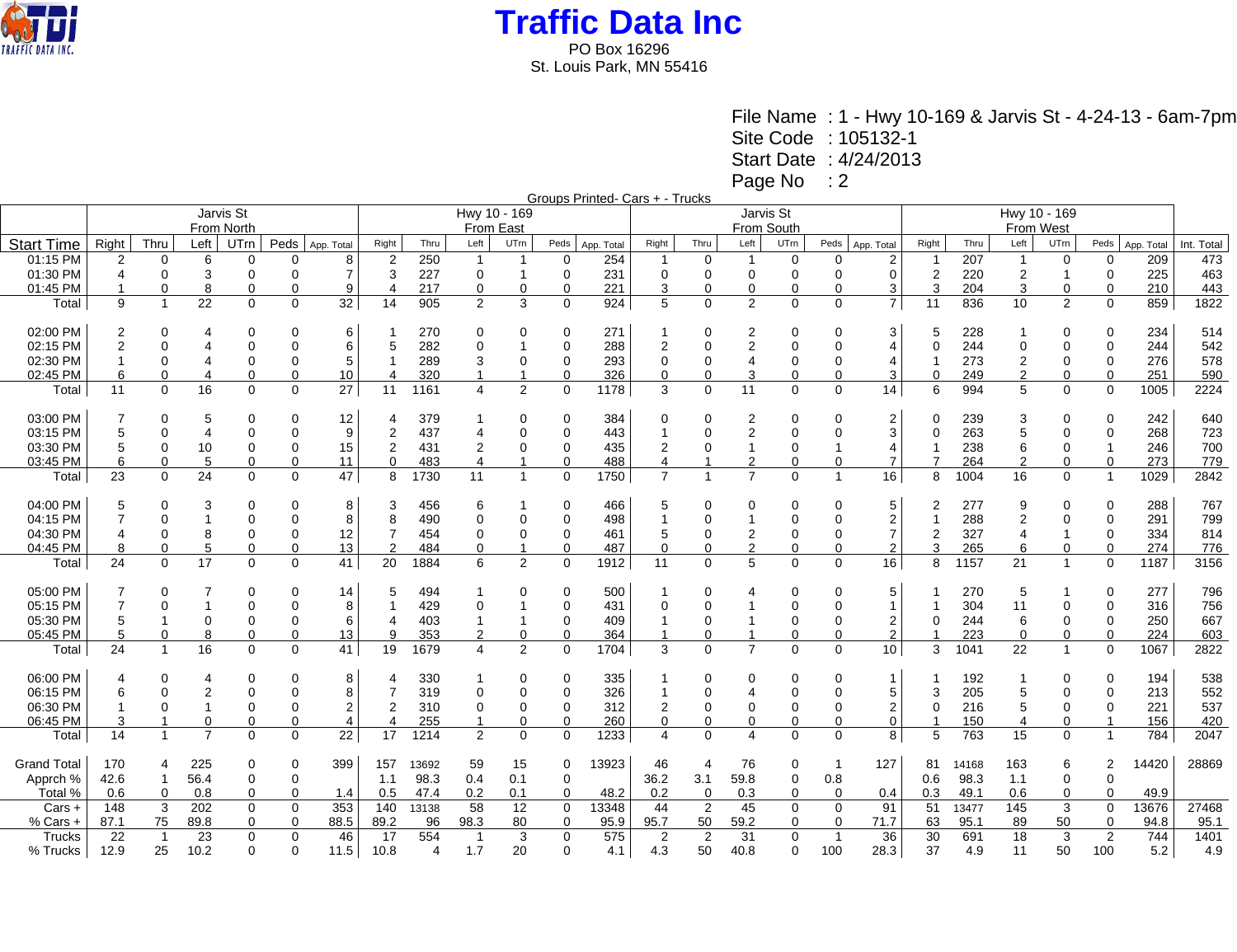# Traffic Data Inc

PO Box 16296
St. Louis Park, MN 55416

File Name : 1 - Hwy 10-169 & Jarvis St - 4-24-13 - 6am-7pm
Site Code : 105132-1
Start Date : 4/24/2013
Page No : 2

Groups Printed- Cars + - Trucks

| | Jarvis St From North | | | | | | Hwy 10 - 169 From East | | | | | | Jarvis St From South | | | | | | Hwy 10 - 169 From West | | | | | | |
|---|---|---|---|---|---|---|---|---|---|---|---|---|---|---|---|---|---|---|---|---|---|---|---|---|---|
| Start Time | Right | Thru | Left | UTrn | Peds | App. Total | Right | Thru | Left | UTrn | Peds | App. Total | Right | Thru | Left | UTrn | Peds | App. Total | Right | Thru | Left | UTrn | Peds | App. Total | Int. Total |
| 01:15 PM | 2 | 0 | 6 | 0 | 0 | 8 | 2 | 250 | 1 | 1 | 0 | 254 | 1 | 0 | 1 | 0 | 0 | 2 | 1 | 207 | 1 | 0 | 0 | 209 | 473 |
| 01:30 PM | 4 | 0 | 3 | 0 | 0 | 7 | 3 | 227 | 0 | 1 | 0 | 231 | 0 | 0 | 0 | 0 | 0 | 0 | 2 | 220 | 2 | 1 | 0 | 225 | 463 |
| 01:45 PM | 1 | 0 | 8 | 0 | 0 | 9 | 4 | 217 | 0 | 0 | 0 | 221 | 3 | 0 | 0 | 0 | 0 | 3 | 3 | 204 | 3 | 0 | 0 | 210 | 443 |
| Total | 9 | 1 | 22 | 0 | 0 | 32 | 14 | 905 | 2 | 3 | 0 | 924 | 5 | 0 | 2 | 0 | 0 | 7 | 11 | 836 | 10 | 2 | 0 | 859 | 1822 |
| | | | | | | | | | | | | | | | | | | | | | | | | | |
| 02:00 PM | 2 | 0 | 4 | 0 | 0 | 6 | 1 | 270 | 0 | 0 | 0 | 271 | 1 | 0 | 2 | 0 | 0 | 3 | 5 | 228 | 1 | 0 | 0 | 234 | 514 |
| 02:15 PM | 2 | 0 | 4 | 0 | 0 | 6 | 5 | 282 | 0 | 1 | 0 | 288 | 2 | 0 | 2 | 0 | 0 | 4 | 0 | 244 | 0 | 0 | 0 | 244 | 542 |
| 02:30 PM | 1 | 0 | 4 | 0 | 0 | 5 | 1 | 289 | 3 | 0 | 0 | 293 | 0 | 0 | 4 | 0 | 0 | 4 | 1 | 273 | 2 | 0 | 0 | 276 | 578 |
| 02:45 PM | 6 | 0 | 4 | 0 | 0 | 10 | 4 | 320 | 1 | 1 | 0 | 326 | 0 | 0 | 3 | 0 | 0 | 3 | 0 | 249 | 2 | 0 | 0 | 251 | 590 |
| Total | 11 | 0 | 16 | 0 | 0 | 27 | 11 | 1161 | 4 | 2 | 0 | 1178 | 3 | 0 | 11 | 0 | 0 | 14 | 6 | 994 | 5 | 0 | 0 | 1005 | 2224 |
| | | | | | | | | | | | | | | | | | | | | | | | | | |
| 03:00 PM | 7 | 0 | 5 | 0 | 0 | 12 | 4 | 379 | 1 | 0 | 0 | 384 | 0 | 0 | 2 | 0 | 0 | 2 | 0 | 239 | 3 | 0 | 0 | 242 | 640 |
| 03:15 PM | 5 | 0 | 4 | 0 | 0 | 9 | 2 | 437 | 4 | 0 | 0 | 443 | 1 | 0 | 2 | 0 | 0 | 3 | 0 | 263 | 5 | 0 | 0 | 268 | 723 |
| 03:30 PM | 5 | 0 | 10 | 0 | 0 | 15 | 2 | 431 | 2 | 0 | 0 | 435 | 2 | 0 | 1 | 0 | 1 | 4 | 1 | 238 | 6 | 0 | 1 | 246 | 700 |
| 03:45 PM | 6 | 0 | 5 | 0 | 0 | 11 | 0 | 483 | 4 | 1 | 0 | 488 | 4 | 1 | 2 | 0 | 0 | 7 | 7 | 264 | 2 | 0 | 0 | 273 | 779 |
| Total | 23 | 0 | 24 | 0 | 0 | 47 | 8 | 1730 | 11 | 1 | 0 | 1750 | 7 | 1 | 7 | 0 | 1 | 16 | 8 | 1004 | 16 | 0 | 1 | 1029 | 2842 |
| | | | | | | | | | | | | | | | | | | | | | | | | | |
| 04:00 PM | 5 | 0 | 3 | 0 | 0 | 8 | 3 | 456 | 6 | 1 | 0 | 466 | 5 | 0 | 0 | 0 | 0 | 5 | 2 | 277 | 9 | 0 | 0 | 288 | 767 |
| 04:15 PM | 7 | 0 | 1 | 0 | 0 | 8 | 8 | 490 | 0 | 0 | 0 | 498 | 1 | 0 | 1 | 0 | 0 | 2 | 1 | 288 | 2 | 0 | 0 | 291 | 799 |
| 04:30 PM | 4 | 0 | 8 | 0 | 0 | 12 | 7 | 454 | 0 | 0 | 0 | 461 | 5 | 0 | 2 | 0 | 0 | 7 | 2 | 327 | 4 | 1 | 0 | 334 | 814 |
| 04:45 PM | 8 | 0 | 5 | 0 | 0 | 13 | 2 | 484 | 0 | 1 | 0 | 487 | 0 | 0 | 2 | 0 | 0 | 2 | 3 | 265 | 6 | 0 | 0 | 274 | 776 |
| Total | 24 | 0 | 17 | 0 | 0 | 41 | 20 | 1884 | 6 | 2 | 0 | 1912 | 11 | 0 | 5 | 0 | 0 | 16 | 8 | 1157 | 21 | 1 | 0 | 1187 | 3156 |
| | | | | | | | | | | | | | | | | | | | | | | | | | |
| 05:00 PM | 7 | 0 | 7 | 0 | 0 | 14 | 5 | 494 | 1 | 0 | 0 | 500 | 1 | 0 | 4 | 0 | 0 | 5 | 1 | 270 | 5 | 1 | 0 | 277 | 796 |
| 05:15 PM | 7 | 0 | 1 | 0 | 0 | 8 | 1 | 429 | 0 | 1 | 0 | 431 | 0 | 0 | 1 | 0 | 0 | 1 | 1 | 304 | 11 | 0 | 0 | 316 | 756 |
| 05:30 PM | 5 | 1 | 0 | 0 | 0 | 6 | 4 | 403 | 1 | 1 | 0 | 409 | 1 | 0 | 1 | 0 | 0 | 2 | 0 | 244 | 6 | 0 | 0 | 250 | 667 |
| 05:45 PM | 5 | 0 | 8 | 0 | 0 | 13 | 9 | 353 | 2 | 0 | 0 | 364 | 1 | 0 | 1 | 0 | 0 | 2 | 1 | 223 | 0 | 0 | 0 | 224 | 603 |
| Total | 24 | 1 | 16 | 0 | 0 | 41 | 19 | 1679 | 4 | 2 | 0 | 1704 | 3 | 0 | 7 | 0 | 0 | 10 | 3 | 1041 | 22 | 1 | 0 | 1067 | 2822 |
| | | | | | | | | | | | | | | | | | | | | | | | | | |
| 06:00 PM | 4 | 0 | 4 | 0 | 0 | 8 | 4 | 330 | 1 | 0 | 0 | 335 | 1 | 0 | 0 | 0 | 0 | 1 | 1 | 192 | 1 | 0 | 0 | 194 | 538 |
| 06:15 PM | 6 | 0 | 2 | 0 | 0 | 8 | 7 | 319 | 0 | 0 | 0 | 326 | 1 | 0 | 4 | 0 | 0 | 5 | 3 | 205 | 5 | 0 | 0 | 213 | 552 |
| 06:30 PM | 1 | 0 | 1 | 0 | 0 | 2 | 2 | 310 | 0 | 0 | 0 | 312 | 2 | 0 | 0 | 0 | 0 | 2 | 0 | 216 | 5 | 0 | 0 | 221 | 537 |
| 06:45 PM | 3 | 1 | 0 | 0 | 0 | 4 | 4 | 255 | 1 | 0 | 0 | 260 | 0 | 0 | 0 | 0 | 0 | 0 | 1 | 150 | 4 | 0 | 1 | 156 | 420 |
| Total | 14 | 1 | 7 | 0 | 0 | 22 | 17 | 1214 | 2 | 0 | 0 | 1233 | 4 | 0 | 4 | 0 | 0 | 8 | 5 | 763 | 15 | 0 | 1 | 784 | 2047 |
| | | | | | | | | | | | | | | | | | | | | | | | | | |
| Grand Total | 170 | 4 | 225 | 0 | 0 | 399 | 157 | 13692 | 59 | 15 | 0 | 13923 | 46 | 4 | 76 | 0 | 1 | 127 | 81 | 14168 | 163 | 6 | 2 | 14420 | 28869 |
| Apprch % | 42.6 | 1 | 56.4 | 0 | 0 | | 1.1 | 98.3 | 0.4 | 0.1 | 0 | | 36.2 | 3.1 | 59.8 | 0 | 0.8 | | 0.6 | 98.3 | 1.1 | 0 | 0 | | |
| Total % | 0.6 | 0 | 0.8 | 0 | 0 | 1.4 | 0.5 | 47.4 | 0.2 | 0.1 | 0 | 48.2 | 0.2 | 0 | 0.3 | 0 | 0 | 0.4 | 0.3 | 49.1 | 0.6 | 0 | 0 | 49.9 | |
| Cars + | 148 | 3 | 202 | 0 | 0 | 353 | 140 | 13138 | 58 | 12 | 0 | 13348 | 44 | 2 | 45 | 0 | 0 | 91 | 51 | 13477 | 145 | 3 | 0 | 13676 | 27468 |
| % Cars + | 87.1 | 75 | 89.8 | 0 | 0 | 88.5 | 89.2 | 96 | 98.3 | 80 | 0 | 95.9 | 95.7 | 50 | 59.2 | 0 | 0 | 71.7 | 63 | 95.1 | 89 | 50 | 0 | 94.8 | 95.1 |
| Trucks | 22 | 1 | 23 | 0 | 0 | 46 | 17 | 554 | 1 | 3 | 0 | 575 | 2 | 2 | 31 | 0 | 1 | 36 | 30 | 691 | 18 | 3 | 2 | 744 | 1401 |
| % Trucks | 12.9 | 25 | 10.2 | 0 | 0 | 11.5 | 10.8 | 4 | 1.7 | 20 | 0 | 4.1 | 4.3 | 50 | 40.8 | 0 | 100 | 28.3 | 37 | 4.9 | 11 | 50 | 100 | 5.2 | 4.9 |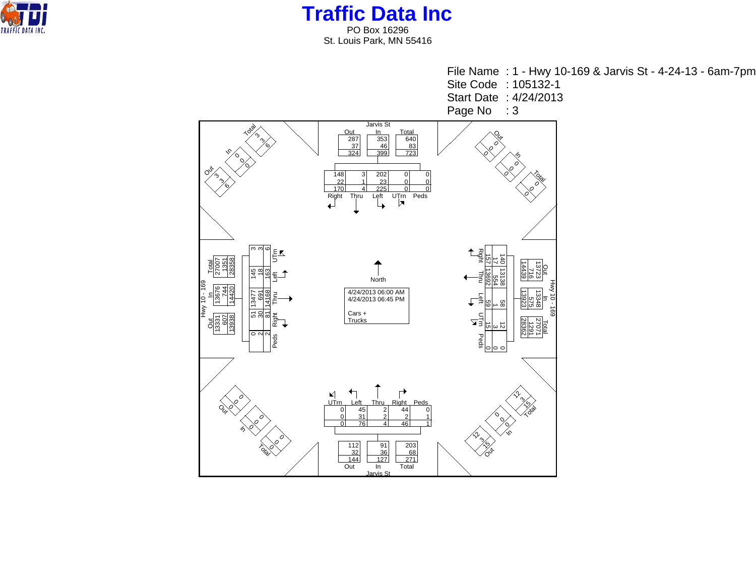# Traffic Data Inc

PO Box 16296
St. Louis Park, MN 55416

File Name : 1 - Hwy 10-169 & Jarvis St - 4-24-13 - 6am-7pm
Site Code : 105132-1
Start Date : 4/24/2013
Page No : 3

4/24/2013 06:00 AM
4/24/2013 06:45 PM

Cars +
Trucks

North

## Jarvis St (North Approach)

| | Out | In | Total |
|---|---|---|---|
| Cars | 287 | 353 | 640 |
| Trucks | 37 | 46 | 83 |
| Total | 324 | 399 | 723 |

| | Right | Thru | Left | UTrn | Peds |
|---|---|---|---|---|---|
| Cars | 148 | 3 | 202 | 0 | 0 |
| Trucks | 22 | 1 | 23 | 0 | 0 |
| Total | 170 | 4 | 225 | 0 | 0 |

## Jarvis St (South Approach)

| | UTrn | Left | Thru | Right | Peds |
|---|---|---|---|---|---|
| Cars | 0 | 45 | 2 | 44 | 0 |
| Trucks | 0 | 31 | 2 | 2 | 1 |
| Total | 0 | 76 | 4 | 46 | 1 |

| | Out | In | Total |
|---|---|---|---|
| Cars | 112 | 91 | 203 |
| Trucks | 32 | 36 | 68 |
| Total | 144 | 127 | 271 |

## Hwy 10 - 169 (West Approach)

| | Out | In | Total |
|---|---|---|---|
| Cars | 13331 | 13676 | 27007 |
| Trucks | 607 | 744 | 1351 |
| Total | 13938 | 14420 | 28358 |

| | UTrn | Left | Thru | Right | Peds |
|---|---|---|---|---|---|
| Cars | 3 | 145 | 13477 | 51 | 0 |
| Trucks | 3 | 18 | 691 | 30 | 2 |
| Total | 6 | 163 | 14168 | 81 | 2 |

## Hwy 10 - 169 (East Approach)

| | Out | In | Total |
|---|---|---|---|
| Cars | 13723 | 13348 | 27071 |
| Trucks | 716 | 575 | 1291 |
| Total | 14439 | 13923 | 28362 |

| | Right | Thru | Left | UTrn | Peds |
|---|---|---|---|---|---|
| Cars | 140 | 13138 | 58 | 12 | 0 |
| Trucks | 17 | 554 | 1 | 3 | 0 |
| Total | 157 | 13692 | 59 | 15 | 0 |

## Northwest Leg

| | Out | In | Total |
|---|---|---|---|
| Cars | 3 | 0 | 3 |
| Trucks | 3 | 0 | 3 |
| Total | 6 | 0 | 6 |

## Northeast Leg

| | Out | In | Total |
|---|---|---|---|
| Cars | 0 | 0 | 0 |
| Trucks | 0 | 0 | 0 |
| Total | 0 | 0 | 0 |

## Southwest Leg

| | Out | In | Total |
|---|---|---|---|
| Cars | 0 | 0 | 0 |
| Trucks | 0 | 0 | 0 |
| Total | 0 | 0 | 0 |

## Southeast Leg

| | Out | In | Total |
|---|---|---|---|
| Cars | 12 | 0 | 12 |
| Trucks | 3 | 0 | 3 |
| Total | 15 | 0 | 15 |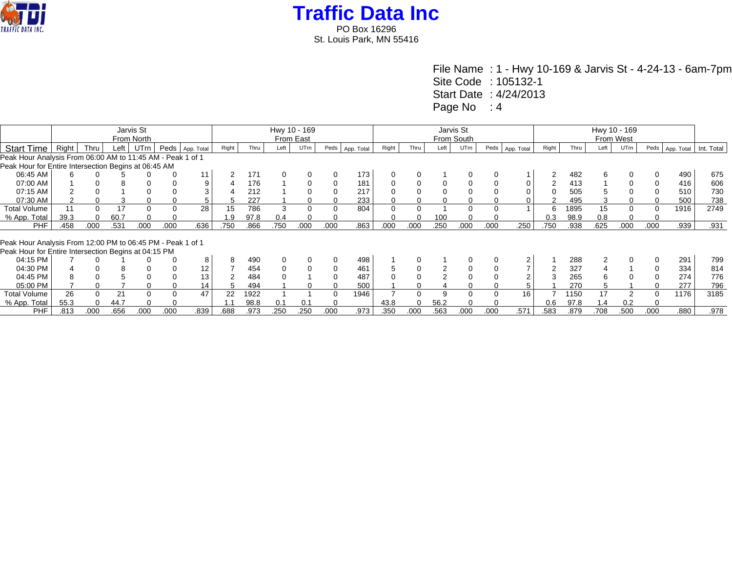# Traffic Data Inc

PO Box 16296
St. Louis Park, MN 55416

File Name : 1 - Hwy 10-169 & Jarvis St - 4-24-13 - 6am-7pm
Site Code : 105132-1
Start Date : 4/24/2013
Page No : 4

| | Jarvis St From North | | | | | | Hwy 10 - 169 From East | | | | | | Jarvis St From South | | | | | | Hwy 10 - 169 From West | | | | | | |
|---|---|---|---|---|---|---|---|---|---|---|---|---|---|---|---|---|---|---|---|---|---|---|---|---|---|
| Start Time | Right | Thru | Left | UTrn | Peds | App. Total | Right | Thru | Left | UTrn | Peds | App. Total | Right | Thru | Left | UTrn | Peds | App. Total | Right | Thru | Left | UTrn | Peds | App. Total | Int. Total |
| Peak Hour Analysis From 06:00 AM to 11:45 AM - Peak 1 of 1 | | | | | | | | | | | | | | | | | | | | | | | | | |
| Peak Hour for Entire Intersection Begins at 06:45 AM | | | | | | | | | | | | | | | | | | | | | | | | | |
| 06:45 AM | 6 | 0 | 5 | 0 | 0 | 11 | 2 | 171 | 0 | 0 | 0 | 173 | 0 | 0 | 1 | 0 | 0 | 1 | 2 | 482 | 6 | 0 | 0 | 490 | 675 |
| 07:00 AM | 1 | 0 | 8 | 0 | 0 | 9 | 4 | 176 | 1 | 0 | 0 | 181 | 0 | 0 | 0 | 0 | 0 | 0 | 2 | 413 | 1 | 0 | 0 | 416 | 606 |
| 07:15 AM | 2 | 0 | 1 | 0 | 0 | 3 | 4 | 212 | 1 | 0 | 0 | 217 | 0 | 0 | 0 | 0 | 0 | 0 | 0 | 505 | 5 | 0 | 0 | 510 | 730 |
| 07:30 AM | 2 | 0 | 3 | 0 | 0 | 5 | 5 | 227 | 1 | 0 | 0 | 233 | 0 | 0 | 0 | 0 | 0 | 0 | 2 | 495 | 3 | 0 | 0 | 500 | 738 |
| Total Volume | 11 | 0 | 17 | 0 | 0 | 28 | 15 | 786 | 3 | 0 | 0 | 804 | 0 | 0 | 1 | 0 | 0 | 1 | 6 | 1895 | 15 | 0 | 0 | 1916 | 2749 |
| % App. Total | 39.3 | 0 | 60.7 | 0 | 0 | | 1.9 | 97.8 | 0.4 | 0 | 0 | | 0 | 0 | 100 | 0 | 0 | | 0.3 | 98.9 | 0.8 | 0 | 0 | | |
| PHF | .458 | .000 | .531 | .000 | .000 | .636 | .750 | .866 | .750 | .000 | .000 | .863 | .000 | .000 | .250 | .000 | .000 | .250 | .750 | .938 | .625 | .000 | .000 | .939 | .931 |
| Peak Hour Analysis From 12:00 PM to 06:45 PM - Peak 1 of 1 | | | | | | | | | | | | | | | | | | | | | | | | | |
| Peak Hour for Entire Intersection Begins at 04:15 PM | | | | | | | | | | | | | | | | | | | | | | | | | |
| 04:15 PM | 7 | 0 | 1 | 0 | 0 | 8 | 8 | 490 | 0 | 0 | 0 | 498 | 1 | 0 | 1 | 0 | 0 | 2 | 1 | 288 | 2 | 0 | 0 | 291 | 799 |
| 04:30 PM | 4 | 0 | 8 | 0 | 0 | 12 | 7 | 454 | 0 | 0 | 0 | 461 | 5 | 0 | 2 | 0 | 0 | 7 | 2 | 327 | 4 | 1 | 0 | 334 | 814 |
| 04:45 PM | 8 | 0 | 5 | 0 | 0 | 13 | 2 | 484 | 0 | 1 | 0 | 487 | 0 | 0 | 2 | 0 | 0 | 2 | 3 | 265 | 6 | 0 | 0 | 274 | 776 |
| 05:00 PM | 7 | 0 | 7 | 0 | 0 | 14 | 5 | 494 | 1 | 0 | 0 | 500 | 1 | 0 | 4 | 0 | 0 | 5 | 1 | 270 | 5 | 1 | 0 | 277 | 796 |
| Total Volume | 26 | 0 | 21 | 0 | 0 | 47 | 22 | 1922 | 1 | 1 | 0 | 1946 | 7 | 0 | 9 | 0 | 0 | 16 | 7 | 1150 | 17 | 2 | 0 | 1176 | 3185 |
| % App. Total | 55.3 | 0 | 44.7 | 0 | 0 | | 1.1 | 98.8 | 0.1 | 0.1 | 0 | | 43.8 | 0 | 56.2 | 0 | 0 | | 0.6 | 97.8 | 1.4 | 0.2 | 0 | | |
| PHF | .813 | .000 | .656 | .000 | .000 | .839 | .688 | .973 | .250 | .250 | .000 | .973 | .350 | .000 | .563 | .000 | .000 | .571 | .583 | .879 | .708 | .500 | .000 | .880 | .978 |